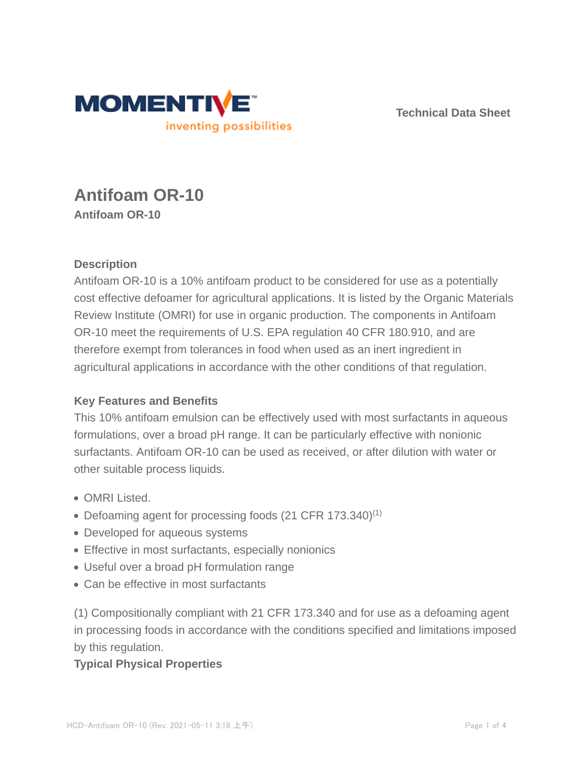Technical Data Sheet

# Antifoam OR-10

**Antifoam OR-10**

## Description

Antifoam OR-10 is a 10% antifoam product to be considered for use as a potentially cost effective defoamer for agricultural applications. It is listed by the Organic Materials Review Institute (OMRI) for use in organic production. The components in Antifoam OR-10 meet the requirements of U.S. EPA regulation 40 CFR 180.910, and are therefore exempt from tolerances in food when used as an inert ingredient in agricultural applications in accordance with the other conditions of that regulation.

## Key Features and Benefits

This 10% antifoam emulsion can be effectively used with most surfactants in aqueous formulations, over a broad pH range. It can be particularly effective with nonionic surfactants. Antifoam OR-10 can be used as received, or after dilution with water or other suitable process liquids.

- OMRI Listed.
- Defoaming agent for processing foods (21 CFR 173.340)[1]
- Developed for aqueous systems
- Effective in most surfactants, especially nonionics
- Useful over a broad pH formulation range
- Can be effective in most surfactants

(1) Compositionally compliant with 21 CFR 173.340 and for use as a defoaming agent in processing foods in accordance with the conditions specified and limitations imposed by this regulation.

## Typical Physical Properties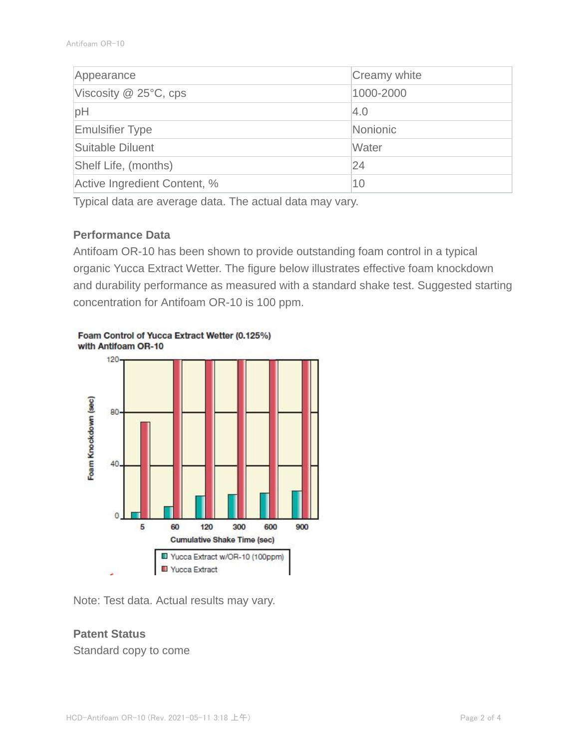| Appearance | Creamy white |
| --- | --- |
| Viscosity @ 25°C, cps | 1000-2000 |
| pH | 4.0 |
| Emulsifier Type | Nonionic |
| Suitable Diluent | Water |
| Shelf Life, (months) | 24 |
| Active Ingredient Content, % | 10 |

Typical data are average data. The actual data may vary.

**Performance Data**

Antifoam OR-10 has been shown to provide outstanding foam control in a typical organic Yucca Extract Wetter. The figure below illustrates effective foam knockdown and durability performance as measured with a standard shake test. Suggested starting concentration for Antifoam OR-10 is 100 ppm.

**Foam Control of Yucca Extract Wetter (0.125%) with Antifoam OR-10**

Foam Knockdown (sec)

120

80

40

0

5 60 120 300 600 900

Cumulative Shake Time (sec)

Yucca Extract w/OR-10 (100ppm)

Yucca Extract

Note: Test data. Actual results may vary.

**Patent Status**

Standard copy to come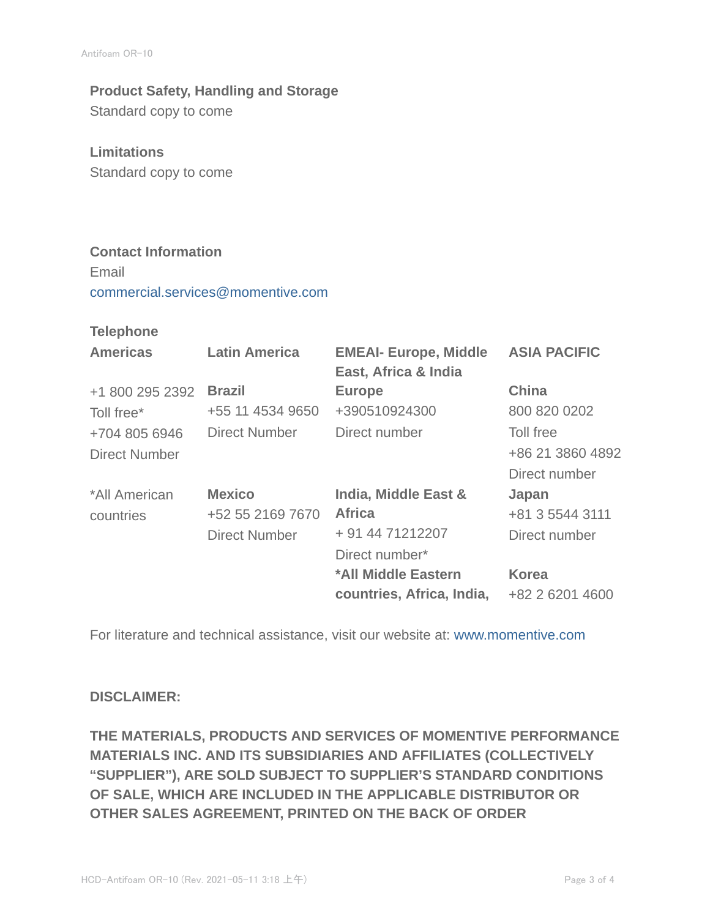## Product Safety, Handling and Storage

Standard copy to come

## Limitations

Standard copy to come

## Contact Information

Email

commercial.services@momentive.com

### Telephone

| Americas | Latin America | EMEAI- Europe, Middle East, Africa & India | ASIA PACIFIC |
|---|---|---|---|
| +1 800 295 2392<br>Toll free*<br>+704 805 6946<br>Direct Number | **Brazil**<br>+55 11 4534 9650<br>Direct Number | **Europe**<br>+390510924300<br>Direct number | **China**<br>800 820 0202<br>Toll free<br>+86 21 3860 4892<br>Direct number |
| *All American countries | **Mexico**<br>+52 55 2169 7670<br>Direct Number | **India, Middle East & Africa**<br>+ 91 44 71212207<br>Direct number* | **Japan**<br>+81 3 5544 3111<br>Direct number |
| | | ***All Middle Eastern countries, Africa, India,** | **Korea**<br>+82 2 6201 4600 |

For literature and technical assistance, visit our website at: www.momentive.com

**DISCLAIMER:**

**THE MATERIALS, PRODUCTS AND SERVICES OF MOMENTIVE PERFORMANCE MATERIALS INC. AND ITS SUBSIDIARIES AND AFFILIATES (COLLECTIVELY "SUPPLIER"), ARE SOLD SUBJECT TO SUPPLIER'S STANDARD CONDITIONS OF SALE, WHICH ARE INCLUDED IN THE APPLICABLE DISTRIBUTOR OR OTHER SALES AGREEMENT, PRINTED ON THE BACK OF ORDER**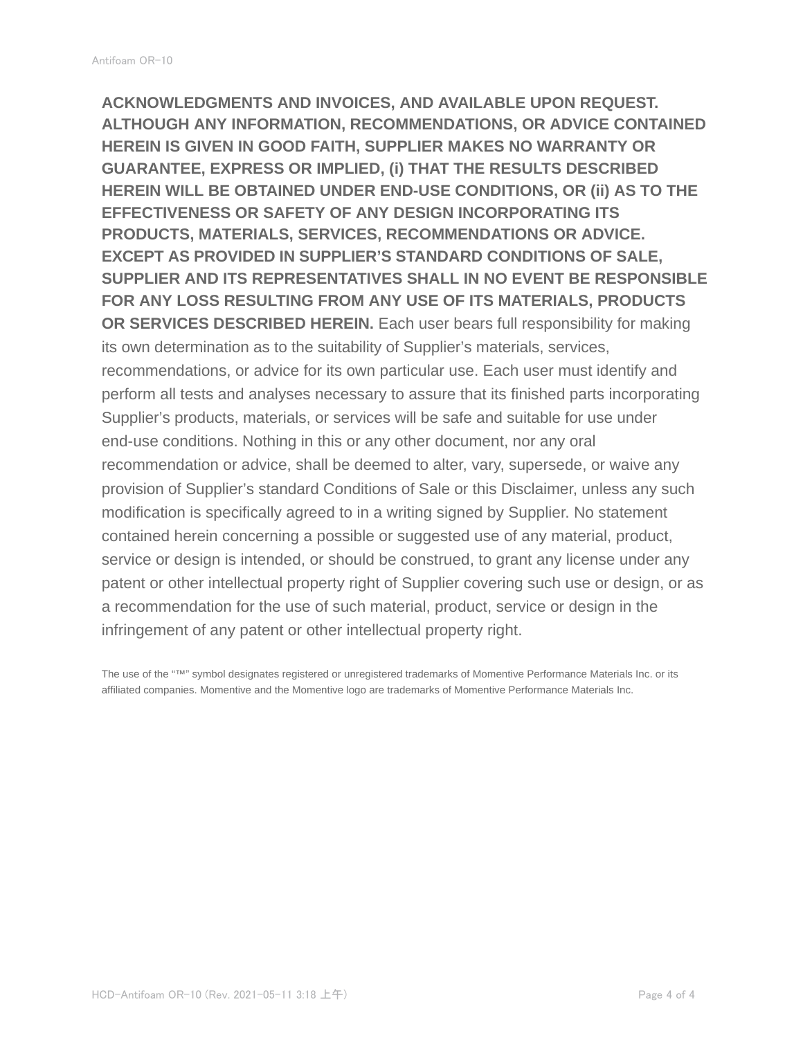**ACKNOWLEDGMENTS AND INVOICES, AND AVAILABLE UPON REQUEST. ALTHOUGH ANY INFORMATION, RECOMMENDATIONS, OR ADVICE CONTAINED HEREIN IS GIVEN IN GOOD FAITH, SUPPLIER MAKES NO WARRANTY OR GUARANTEE, EXPRESS OR IMPLIED, (i) THAT THE RESULTS DESCRIBED HEREIN WILL BE OBTAINED UNDER END-USE CONDITIONS, OR (ii) AS TO THE EFFECTIVENESS OR SAFETY OF ANY DESIGN INCORPORATING ITS PRODUCTS, MATERIALS, SERVICES, RECOMMENDATIONS OR ADVICE. EXCEPT AS PROVIDED IN SUPPLIER'S STANDARD CONDITIONS OF SALE, SUPPLIER AND ITS REPRESENTATIVES SHALL IN NO EVENT BE RESPONSIBLE FOR ANY LOSS RESULTING FROM ANY USE OF ITS MATERIALS, PRODUCTS OR SERVICES DESCRIBED HEREIN.** Each user bears full responsibility for making its own determination as to the suitability of Supplier's materials, services, recommendations, or advice for its own particular use. Each user must identify and perform all tests and analyses necessary to assure that its finished parts incorporating Supplier's products, materials, or services will be safe and suitable for use under end-use conditions. Nothing in this or any other document, nor any oral recommendation or advice, shall be deemed to alter, vary, supersede, or waive any provision of Supplier's standard Conditions of Sale or this Disclaimer, unless any such modification is specifically agreed to in a writing signed by Supplier. No statement contained herein concerning a possible or suggested use of any material, product, service or design is intended, or should be construed, to grant any license under any patent or other intellectual property right of Supplier covering such use or design, or as a recommendation for the use of such material, product, service or design in the infringement of any patent or other intellectual property right.

The use of the "™" symbol designates registered or unregistered trademarks of Momentive Performance Materials Inc. or its affiliated companies. Momentive and the Momentive logo are trademarks of Momentive Performance Materials Inc.